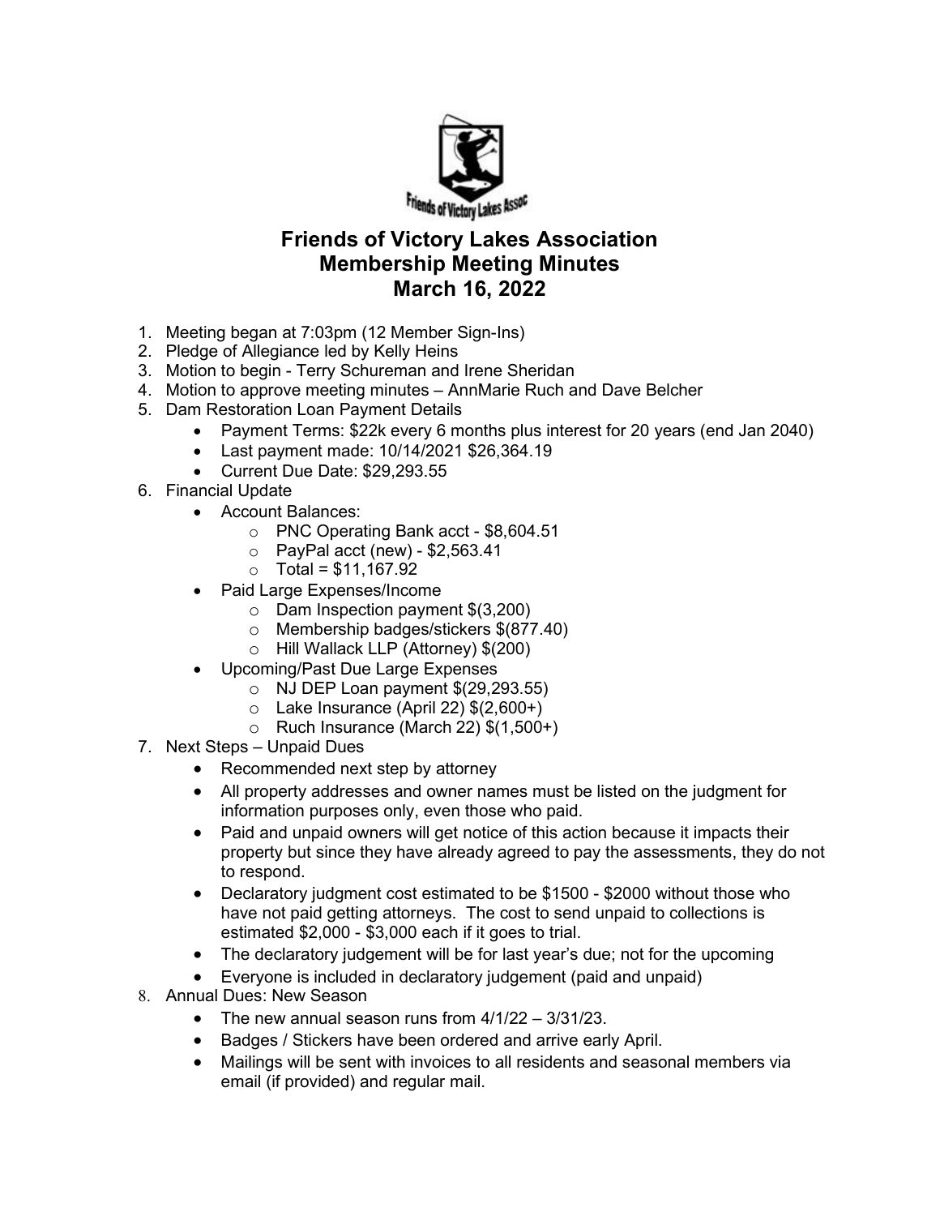# Friends of Victory Lakes Association
## Membership Meeting Minutes
## March 16, 2022

1. Meeting began at 7:03pm (12 Member Sign-Ins)
2. Pledge of Allegiance led by Kelly Heins
3. Motion to begin - Terry Schureman and Irene Sheridan
4. Motion to approve meeting minutes – AnnMarie Ruch and Dave Belcher
5. Dam Restoration Loan Payment Details
   - Payment Terms: $22k every 6 months plus interest for 20 years (end Jan 2040)
   - Last payment made: 10/14/2021 $26,364.19
   - Current Due Date: $29,293.55
6. Financial Update
   - Account Balances:
     - PNC Operating Bank acct - $8,604.51
     - PayPal acct (new) - $2,563.41
     - Total = $11,167.92
   - Paid Large Expenses/Income
     - Dam Inspection payment $(3,200)
     - Membership badges/stickers $(877.40)
     - Hill Wallack LLP (Attorney) $(200)
   - Upcoming/Past Due Large Expenses
     - NJ DEP Loan payment $(29,293.55)
     - Lake Insurance (April 22) $(2,600+)
     - Ruch Insurance (March 22) $(1,500+)
7. Next Steps – Unpaid Dues
   - Recommended next step by attorney
   - All property addresses and owner names must be listed on the judgment for information purposes only, even those who paid.
   - Paid and unpaid owners will get notice of this action because it impacts their property but since they have already agreed to pay the assessments, they do not to respond.
   - Declaratory judgment cost estimated to be $1500 - $2000 without those who have not paid getting attorneys. The cost to send unpaid to collections is estimated $2,000 - $3,000 each if it goes to trial.
   - The declaratory judgement will be for last year's due; not for the upcoming
   - Everyone is included in declaratory judgement (paid and unpaid)
8. Annual Dues: New Season
   - The new annual season runs from 4/1/22 – 3/31/23.
   - Badges / Stickers have been ordered and arrive early April.
   - Mailings will be sent with invoices to all residents and seasonal members via email (if provided) and regular mail.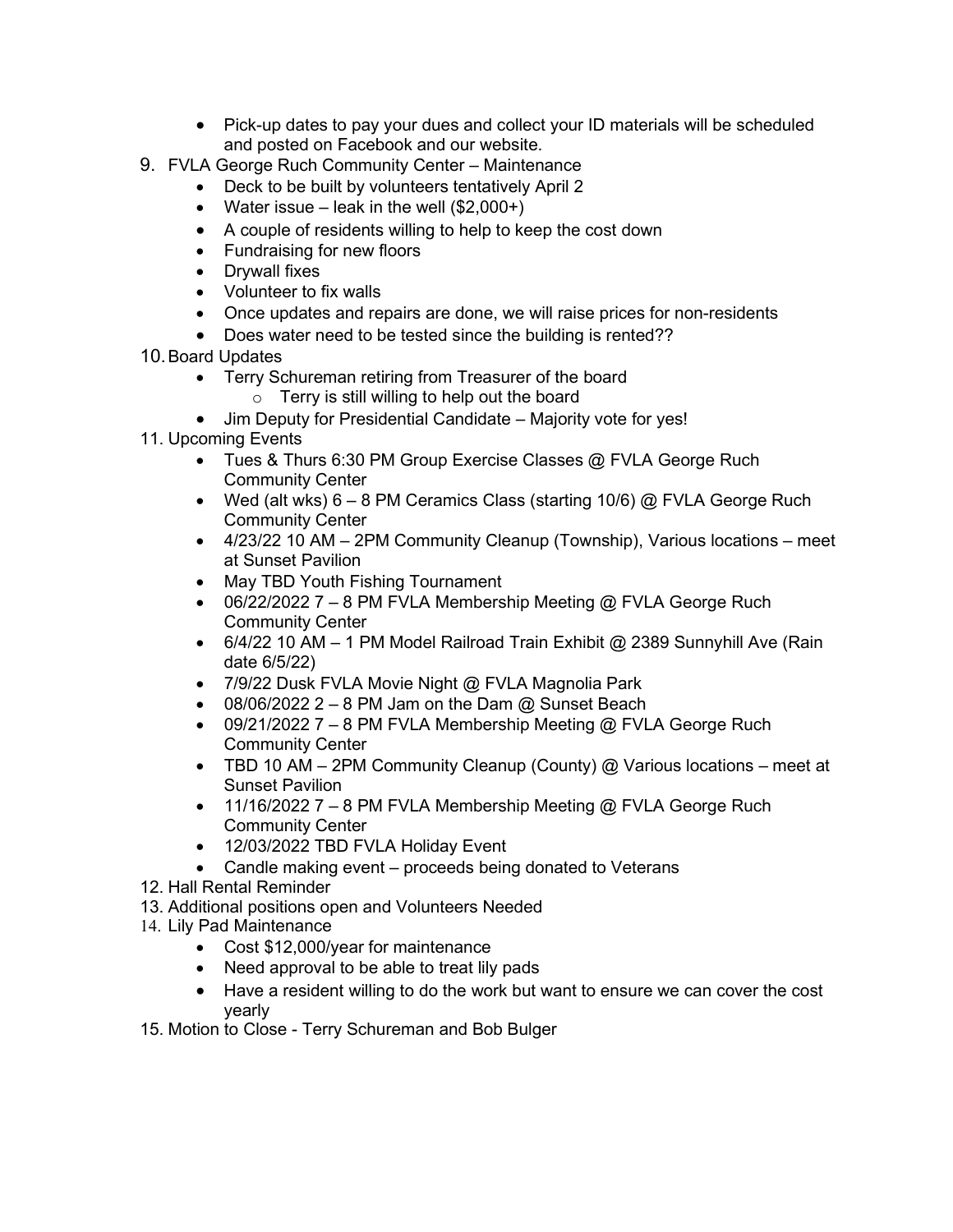- Pick-up dates to pay your dues and collect your ID materials will be scheduled and posted on Facebook and our website.

9. FVLA George Ruch Community Center – Maintenance
    - Deck to be built by volunteers tentatively April 2
    - Water issue – leak in the well ($2,000+)
    - A couple of residents willing to help to keep the cost down
    - Fundraising for new floors
    - Drywall fixes
    - Volunteer to fix walls
    - Once updates and repairs are done, we will raise prices for non-residents
    - Does water need to be tested since the building is rented??
10. Board Updates
    - Terry Schureman retiring from Treasurer of the board
        - Terry is still willing to help out the board
    - Jim Deputy for Presidential Candidate – Majority vote for yes!
11. Upcoming Events
    - Tues & Thurs 6:30 PM Group Exercise Classes @ FVLA George Ruch Community Center
    - Wed (alt wks) 6 – 8 PM Ceramics Class (starting 10/6) @ FVLA George Ruch Community Center
    - 4/23/22 10 AM – 2PM Community Cleanup (Township), Various locations – meet at Sunset Pavilion
    - May TBD Youth Fishing Tournament
    - 06/22/2022 7 – 8 PM FVLA Membership Meeting @ FVLA George Ruch Community Center
    - 6/4/22 10 AM – 1 PM Model Railroad Train Exhibit @ 2389 Sunnyhill Ave (Rain date 6/5/22)
    - 7/9/22 Dusk FVLA Movie Night @ FVLA Magnolia Park
    - 08/06/2022 2 – 8 PM Jam on the Dam @ Sunset Beach
    - 09/21/2022 7 – 8 PM FVLA Membership Meeting @ FVLA George Ruch Community Center
    - TBD 10 AM – 2PM Community Cleanup (County) @ Various locations – meet at Sunset Pavilion
    - 11/16/2022 7 – 8 PM FVLA Membership Meeting @ FVLA George Ruch Community Center
    - 12/03/2022 TBD FVLA Holiday Event
    - Candle making event – proceeds being donated to Veterans
12. Hall Rental Reminder
13. Additional positions open and Volunteers Needed
14. Lily Pad Maintenance
    - Cost $12,000/year for maintenance
    - Need approval to be able to treat lily pads
    - Have a resident willing to do the work but want to ensure we can cover the cost yearly
15. Motion to Close - Terry Schureman and Bob Bulger